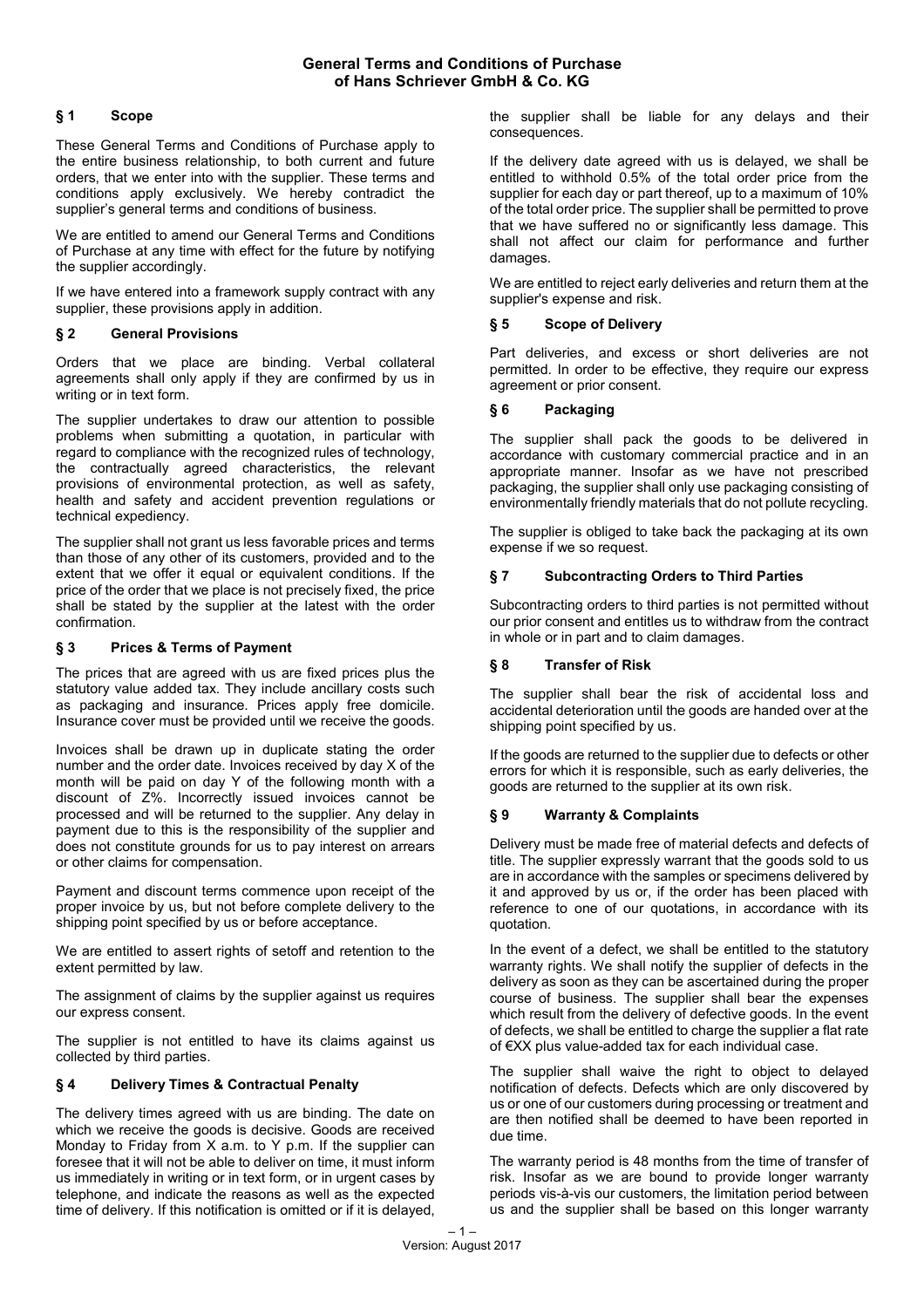# General Terms and Conditions of Purchase of Hans Schriever GmbH & Co. KG

## § 1 Scope

These General Terms and Conditions of Purchase apply to the entire business relationship, to both current and future orders, that we enter into with the supplier. These terms and conditions apply exclusively. We hereby contradict the supplier's general terms and conditions of business.

We are entitled to amend our General Terms and Conditions of Purchase at any time with effect for the future by notifying the supplier accordingly.

If we have entered into a framework supply contract with any supplier, these provisions apply in addition.

## § 2 General Provisions

Orders that we place are binding. Verbal collateral agreements shall only apply if they are confirmed by us in writing or in text form.

The supplier undertakes to draw our attention to possible problems when submitting a quotation, in particular with regard to compliance with the recognized rules of technology, the contractually agreed characteristics, the relevant provisions of environmental protection, as well as safety, health and safety and accident prevention regulations or technical expediency.

The supplier shall not grant us less favorable prices and terms than those of any other of its customers, provided and to the extent that we offer it equal or equivalent conditions. If the price of the order that we place is not precisely fixed, the price shall be stated by the supplier at the latest with the order confirmation.

## § 3 Prices & Terms of Payment

The prices that are agreed with us are fixed prices plus the statutory value added tax. They include ancillary costs such as packaging and insurance. Prices apply free domicile. Insurance cover must be provided until we receive the goods.

Invoices shall be drawn up in duplicate stating the order number and the order date. Invoices received by day X of the month will be paid on day Y of the following month with a discount of Z%. Incorrectly issued invoices cannot be processed and will be returned to the supplier. Any delay in payment due to this is the responsibility of the supplier and does not constitute grounds for us to pay interest on arrears or other claims for compensation.

Payment and discount terms commence upon receipt of the proper invoice by us, but not before complete delivery to the shipping point specified by us or before acceptance.

We are entitled to assert rights of setoff and retention to the extent permitted by law.

The assignment of claims by the supplier against us requires our express consent.

The supplier is not entitled to have its claims against us collected by third parties.

## § 4 Delivery Times & Contractual Penalty

The delivery times agreed with us are binding. The date on which we receive the goods is decisive. Goods are received Monday to Friday from X a.m. to Y p.m. If the supplier can foresee that it will not be able to deliver on time, it must inform us immediately in writing or in text form, or in urgent cases by telephone, and indicate the reasons as well as the expected time of delivery. If this notification is omitted or if it is delayed, the supplier shall be liable for any delays and their consequences.

If the delivery date agreed with us is delayed, we shall be entitled to withhold 0.5% of the total order price from the supplier for each day or part thereof, up to a maximum of 10% of the total order price. The supplier shall be permitted to prove that we have suffered no or significantly less damage. This shall not affect our claim for performance and further damages.

We are entitled to reject early deliveries and return them at the supplier's expense and risk.

## § 5 Scope of Delivery

Part deliveries, and excess or short deliveries are not permitted. In order to be effective, they require our express agreement or prior consent.

## § 6 Packaging

The supplier shall pack the goods to be delivered in accordance with customary commercial practice and in an appropriate manner. Insofar as we have not prescribed packaging, the supplier shall only use packaging consisting of environmentally friendly materials that do not pollute recycling.

The supplier is obliged to take back the packaging at its own expense if we so request.

## § 7 Subcontracting Orders to Third Parties

Subcontracting orders to third parties is not permitted without our prior consent and entitles us to withdraw from the contract in whole or in part and to claim damages.

## § 8 Transfer of Risk

The supplier shall bear the risk of accidental loss and accidental deterioration until the goods are handed over at the shipping point specified by us.

If the goods are returned to the supplier due to defects or other errors for which it is responsible, such as early deliveries, the goods are returned to the supplier at its own risk.

## § 9 Warranty & Complaints

Delivery must be made free of material defects and defects of title. The supplier expressly warrant that the goods sold to us are in accordance with the samples or specimens delivered by it and approved by us or, if the order has been placed with reference to one of our quotations, in accordance with its quotation.

In the event of a defect, we shall be entitled to the statutory warranty rights. We shall notify the supplier of defects in the delivery as soon as they can be ascertained during the proper course of business. The supplier shall bear the expenses which result from the delivery of defective goods. In the event of defects, we shall be entitled to charge the supplier a flat rate of €XX plus value-added tax for each individual case.

The supplier shall waive the right to object to delayed notification of defects. Defects which are only discovered by us or one of our customers during processing or treatment and are then notified shall be deemed to have been reported in due time.

The warranty period is 48 months from the time of transfer of risk. Insofar as we are bound to provide longer warranty periods vis-à-vis our customers, the limitation period between us and the supplier shall be based on this longer warranty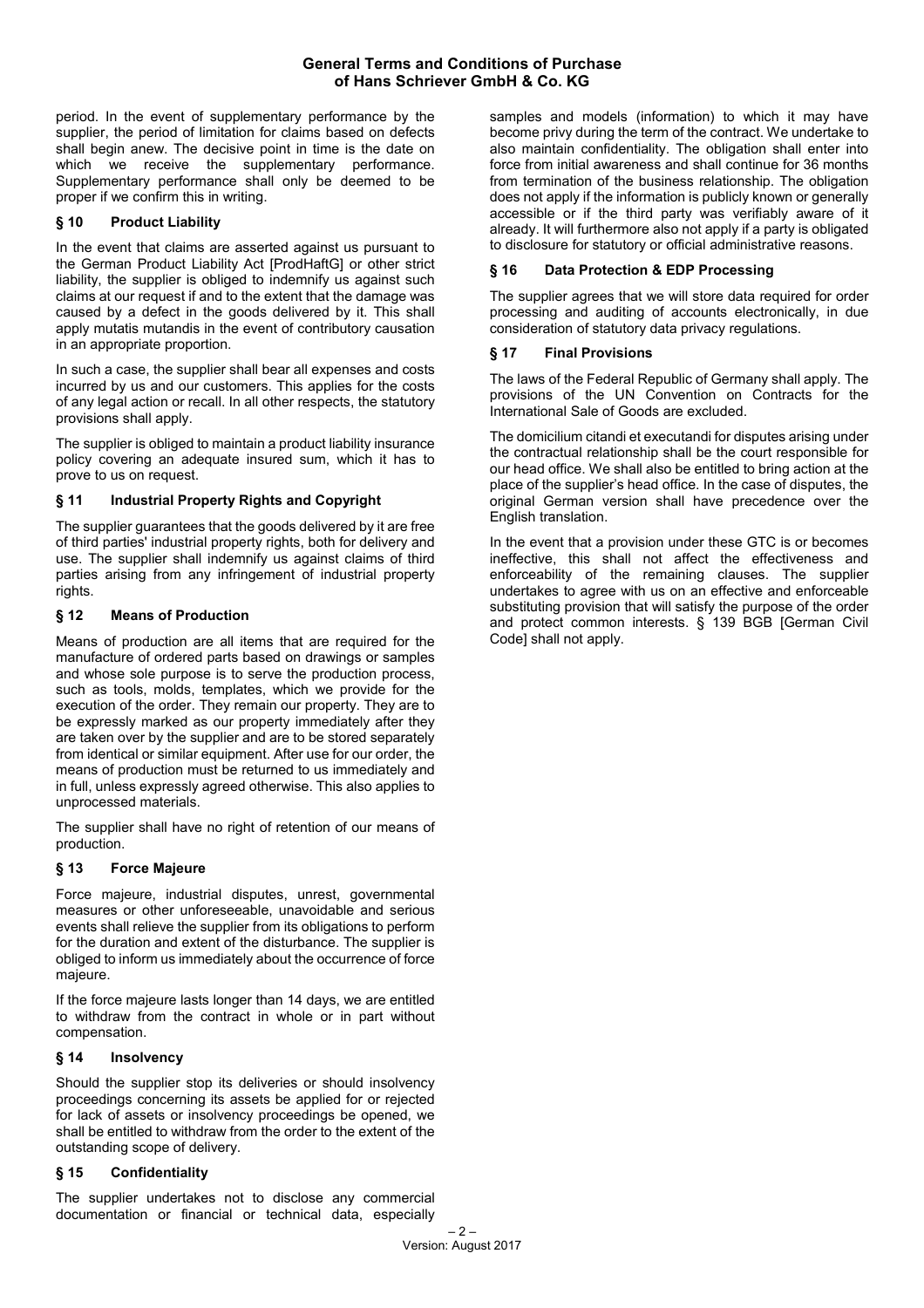period. In the event of supplementary performance by the supplier, the period of limitation for claims based on defects shall begin anew. The decisive point in time is the date on which we receive the supplementary performance. Supplementary performance shall only be deemed to be proper if we confirm this in writing.

## § 10 Product Liability

In the event that claims are asserted against us pursuant to the German Product Liability Act [ProdHaftG] or other strict liability, the supplier is obliged to indemnify us against such claims at our request if and to the extent that the damage was caused by a defect in the goods delivered by it. This shall apply mutatis mutandis in the event of contributory causation in an appropriate proportion.

In such a case, the supplier shall bear all expenses and costs incurred by us and our customers. This applies for the costs of any legal action or recall. In all other respects, the statutory provisions shall apply.

The supplier is obliged to maintain a product liability insurance policy covering an adequate insured sum, which it has to prove to us on request.

## § 11 Industrial Property Rights and Copyright

The supplier guarantees that the goods delivered by it are free of third parties' industrial property rights, both for delivery and use. The supplier shall indemnify us against claims of third parties arising from any infringement of industrial property rights.

## § 12 Means of Production

Means of production are all items that are required for the manufacture of ordered parts based on drawings or samples and whose sole purpose is to serve the production process, such as tools, molds, templates, which we provide for the execution of the order. They remain our property. They are to be expressly marked as our property immediately after they are taken over by the supplier and are to be stored separately from identical or similar equipment. After use for our order, the means of production must be returned to us immediately and in full, unless expressly agreed otherwise. This also applies to unprocessed materials.

The supplier shall have no right of retention of our means of production.

## § 13 Force Majeure

Force majeure, industrial disputes, unrest, governmental measures or other unforeseeable, unavoidable and serious events shall relieve the supplier from its obligations to perform for the duration and extent of the disturbance. The supplier is obliged to inform us immediately about the occurrence of force majeure.

If the force majeure lasts longer than 14 days, we are entitled to withdraw from the contract in whole or in part without compensation.

## § 14 Insolvency

Should the supplier stop its deliveries or should insolvency proceedings concerning its assets be applied for or rejected for lack of assets or insolvency proceedings be opened, we shall be entitled to withdraw from the order to the extent of the outstanding scope of delivery.

## § 15 Confidentiality

The supplier undertakes not to disclose any commercial documentation or financial or technical data, especially samples and models (information) to which it may have become privy during the term of the contract. We undertake to also maintain confidentiality. The obligation shall enter into force from initial awareness and shall continue for 36 months from termination of the business relationship. The obligation does not apply if the information is publicly known or generally accessible or if the third party was verifiably aware of it already. It will furthermore also not apply if a party is obligated to disclosure for statutory or official administrative reasons.

## § 16 Data Protection & EDP Processing

The supplier agrees that we will store data required for order processing and auditing of accounts electronically, in due consideration of statutory data privacy regulations.

## § 17 Final Provisions

The laws of the Federal Republic of Germany shall apply. The provisions of the UN Convention on Contracts for the International Sale of Goods are excluded.

The domicilium citandi et executandi for disputes arising under the contractual relationship shall be the court responsible for our head office. We shall also be entitled to bring action at the place of the supplier's head office. In the case of disputes, the original German version shall have precedence over the English translation.

In the event that a provision under these GTC is or becomes ineffective, this shall not affect the effectiveness and enforceability of the remaining clauses. The supplier undertakes to agree with us on an effective and enforceable substituting provision that will satisfy the purpose of the order and protect common interests. § 139 BGB [German Civil Code] shall not apply.

Version: August 2017